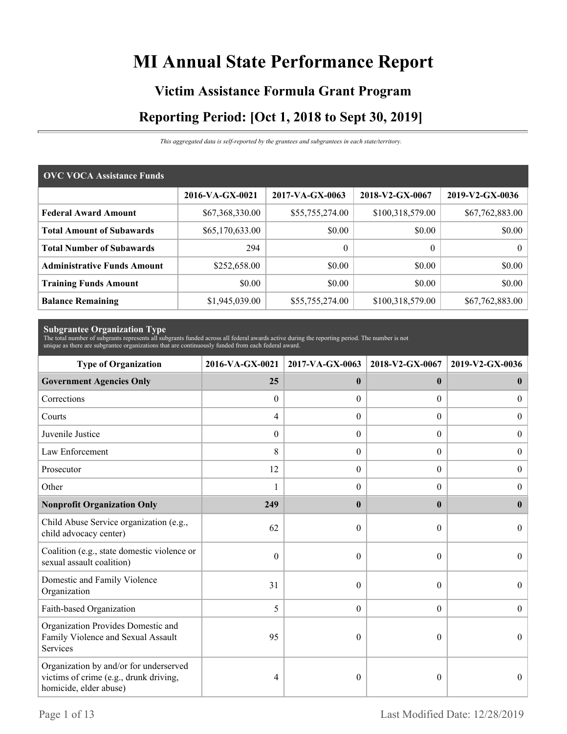# MI Annual State Performance Report

## Victim Assistance Formula Grant Program

## Reporting Period: [Oct 1, 2018 to Sept 30, 2019]

*This aggregated data is self-reported by the grantees and subgrantees in each state/territory.*

| OVC VOCA Assistance Funds | 2016-VA-GX-0021 | 2017-VA-GX-0063 | 2018-V2-GX-0067 | 2019-V2-GX-0036 |
|---|---|---|---|---|
| **Federal Award Amount** | $67,368,330.00 | $55,755,274.00 | $100,318,579.00 | $67,762,883.00 |
| **Total Amount of Subawards** | $65,170,633.00 | $0.00 | $0.00 | $0.00 |
| **Total Number of Subawards** | 294 | 0 | 0 | 0 |
| **Administrative Funds Amount** | $252,658.00 | $0.00 | $0.00 | $0.00 |
| **Training Funds Amount** | $0.00 | $0.00 | $0.00 | $0.00 |
| **Balance Remaining** | $1,945,039.00 | $55,755,274.00 | $100,318,579.00 | $67,762,883.00 |

**Subgrantee Organization Type**

The total number of subgrants represents all subgrants funded across all federal awards active during the reporting period. The number is not unique as there are subgrantee organizations that are continuously funded from each federal award.

| Type of Organization | 2016-VA-GX-0021 | 2017-VA-GX-0063 | 2018-V2-GX-0067 | 2019-V2-GX-0036 |
|---|---|---|---|---|
| **Government Agencies Only** | **25** | **0** | **0** | **0** |
| Corrections | 0 | 0 | 0 | 0 |
| Courts | 4 | 0 | 0 | 0 |
| Juvenile Justice | 0 | 0 | 0 | 0 |
| Law Enforcement | 8 | 0 | 0 | 0 |
| Prosecutor | 12 | 0 | 0 | 0 |
| Other | 1 | 0 | 0 | 0 |
| **Nonprofit Organization Only** | **249** | **0** | **0** | **0** |
| Child Abuse Service organization (e.g., child advocacy center) | 62 | 0 | 0 | 0 |
| Coalition (e.g., state domestic violence or sexual assault coalition) | 0 | 0 | 0 | 0 |
| Domestic and Family Violence Organization | 31 | 0 | 0 | 0 |
| Faith-based Organization | 5 | 0 | 0 | 0 |
| Organization Provides Domestic and Family Violence and Sexual Assault Services | 95 | 0 | 0 | 0 |
| Organization by and/or for underserved victims of crime (e.g., drunk driving, homicide, elder abuse) | 4 | 0 | 0 | 0 |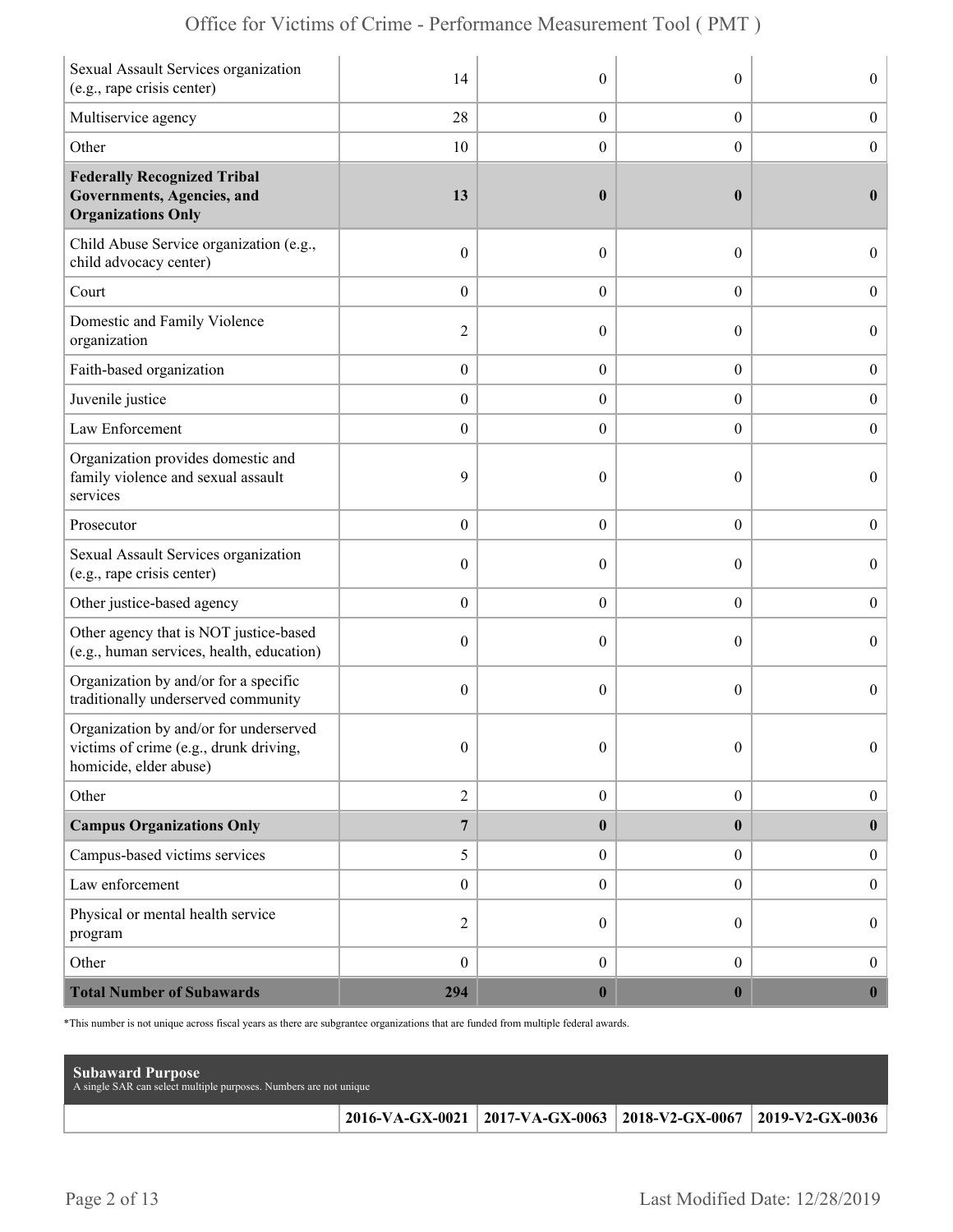| | | | | |
|---|---|---|---|---|
| Sexual Assault Services organization (e.g., rape crisis center) | 14 | 0 | 0 | 0 |
| Multiservice agency | 28 | 0 | 0 | 0 |
| Other | 10 | 0 | 0 | 0 |
| **Federally Recognized Tribal Governments, Agencies, and Organizations Only** | **13** | **0** | **0** | **0** |
| Child Abuse Service organization (e.g., child advocacy center) | 0 | 0 | 0 | 0 |
| Court | 0 | 0 | 0 | 0 |
| Domestic and Family Violence organization | 2 | 0 | 0 | 0 |
| Faith-based organization | 0 | 0 | 0 | 0 |
| Juvenile justice | 0 | 0 | 0 | 0 |
| Law Enforcement | 0 | 0 | 0 | 0 |
| Organization provides domestic and family violence and sexual assault services | 9 | 0 | 0 | 0 |
| Prosecutor | 0 | 0 | 0 | 0 |
| Sexual Assault Services organization (e.g., rape crisis center) | 0 | 0 | 0 | 0 |
| Other justice-based agency | 0 | 0 | 0 | 0 |
| Other agency that is NOT justice-based (e.g., human services, health, education) | 0 | 0 | 0 | 0 |
| Organization by and/or for a specific traditionally underserved community | 0 | 0 | 0 | 0 |
| Organization by and/or for underserved victims of crime (e.g., drunk driving, homicide, elder abuse) | 0 | 0 | 0 | 0 |
| Other | 2 | 0 | 0 | 0 |
| **Campus Organizations Only** | **7** | **0** | **0** | **0** |
| Campus-based victims services | 5 | 0 | 0 | 0 |
| Law enforcement | 0 | 0 | 0 | 0 |
| Physical or mental health service program | 2 | 0 | 0 | 0 |
| Other | 0 | 0 | 0 | 0 |
| **Total Number of Subawards** | **294** | **0** | **0** | **0** |

*This number is not unique across fiscal years as there are subgrantee organizations that are funded from multiple federal awards.

**Subaward Purpose**
A single SAR can select multiple purposes. Numbers are not unique

| | 2016-VA-GX-0021 | 2017-VA-GX-0063 | 2018-V2-GX-0067 | 2019-V2-GX-0036 |
|---|---|---|---|---|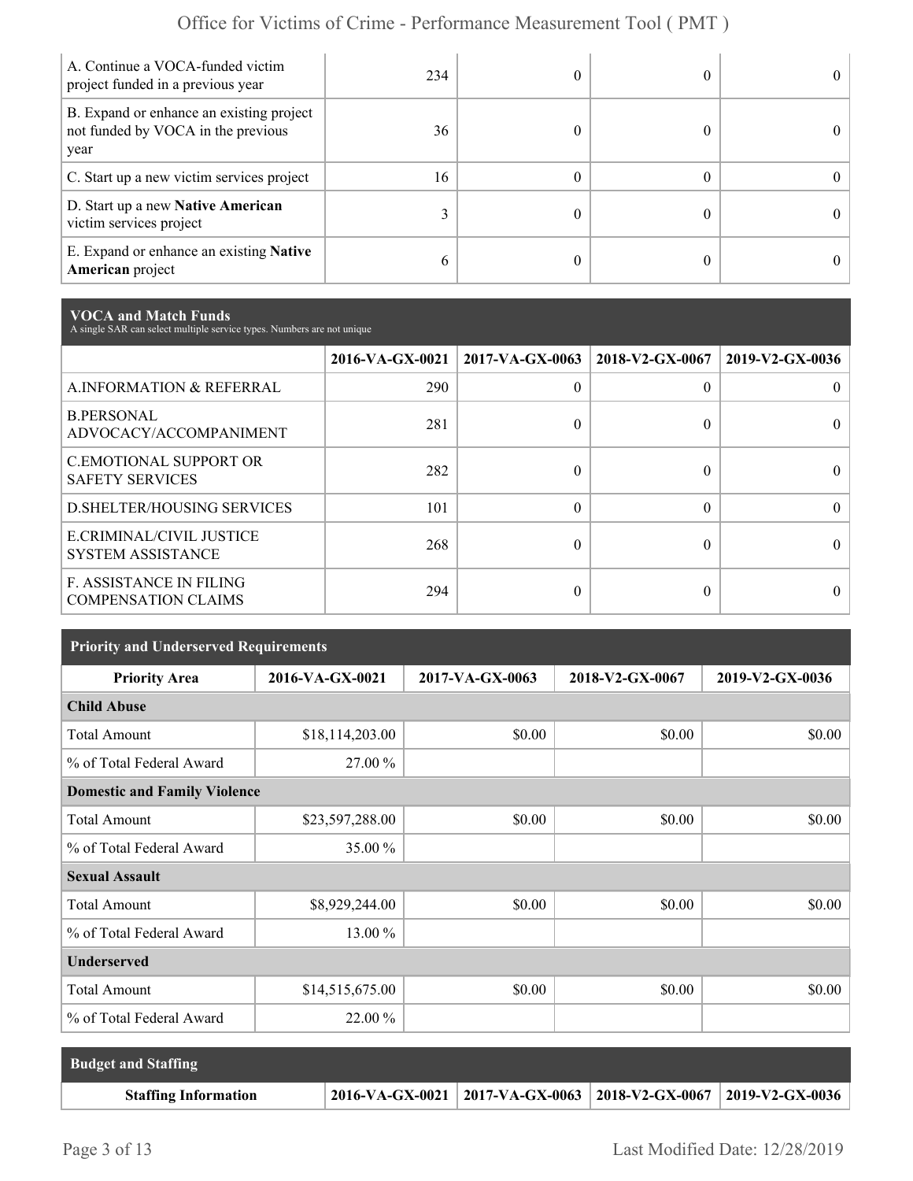| | | | | |
|---|---|---|---|---|
| A. Continue a VOCA-funded victim project funded in a previous year | 234 | 0 | 0 | 0 |
| B. Expand or enhance an existing project not funded by VOCA in the previous year | 36 | 0 | 0 | 0 |
| C. Start up a new victim services project | 16 | 0 | 0 | 0 |
| D. Start up a new **Native American** victim services project | 3 | 0 | 0 | 0 |
| E. Expand or enhance an existing **Native American** project | 6 | 0 | 0 | 0 |

## VOCA and Match Funds

A single SAR can select multiple service types. Numbers are not unique

| | 2016-VA-GX-0021 | 2017-VA-GX-0063 | 2018-V2-GX-0067 | 2019-V2-GX-0036 |
|---|---|---|---|---|
| A.INFORMATION & REFERRAL | 290 | 0 | 0 | 0 |
| B.PERSONAL ADVOCACY/ACCOMPANIMENT | 281 | 0 | 0 | 0 |
| C.EMOTIONAL SUPPORT OR SAFETY SERVICES | 282 | 0 | 0 | 0 |
| D.SHELTER/HOUSING SERVICES | 101 | 0 | 0 | 0 |
| E.CRIMINAL/CIVIL JUSTICE SYSTEM ASSISTANCE | 268 | 0 | 0 | 0 |
| F. ASSISTANCE IN FILING COMPENSATION CLAIMS | 294 | 0 | 0 | 0 |

## Priority and Underserved Requirements

| Priority Area | 2016-VA-GX-0021 | 2017-VA-GX-0063 | 2018-V2-GX-0067 | 2019-V2-GX-0036 |
|---|---|---|---|---|
| **Child Abuse** | | | | |
| Total Amount | $18,114,203.00 | $0.00 | $0.00 | $0.00 |
| % of Total Federal Award | 27.00 % | | | |
| **Domestic and Family Violence** | | | | |
| Total Amount | $23,597,288.00 | $0.00 | $0.00 | $0.00 |
| % of Total Federal Award | 35.00 % | | | |
| **Sexual Assault** | | | | |
| Total Amount | $8,929,244.00 | $0.00 | $0.00 | $0.00 |
| % of Total Federal Award | 13.00 % | | | |
| **Underserved** | | | | |
| Total Amount | $14,515,675.00 | $0.00 | $0.00 | $0.00 |
| % of Total Federal Award | 22.00 % | | | |

## Budget and Staffing

| Staffing Information | 2016-VA-GX-0021 | 2017-VA-GX-0063 | 2018-V2-GX-0067 | 2019-V2-GX-0036 |
|---|---|---|---|---|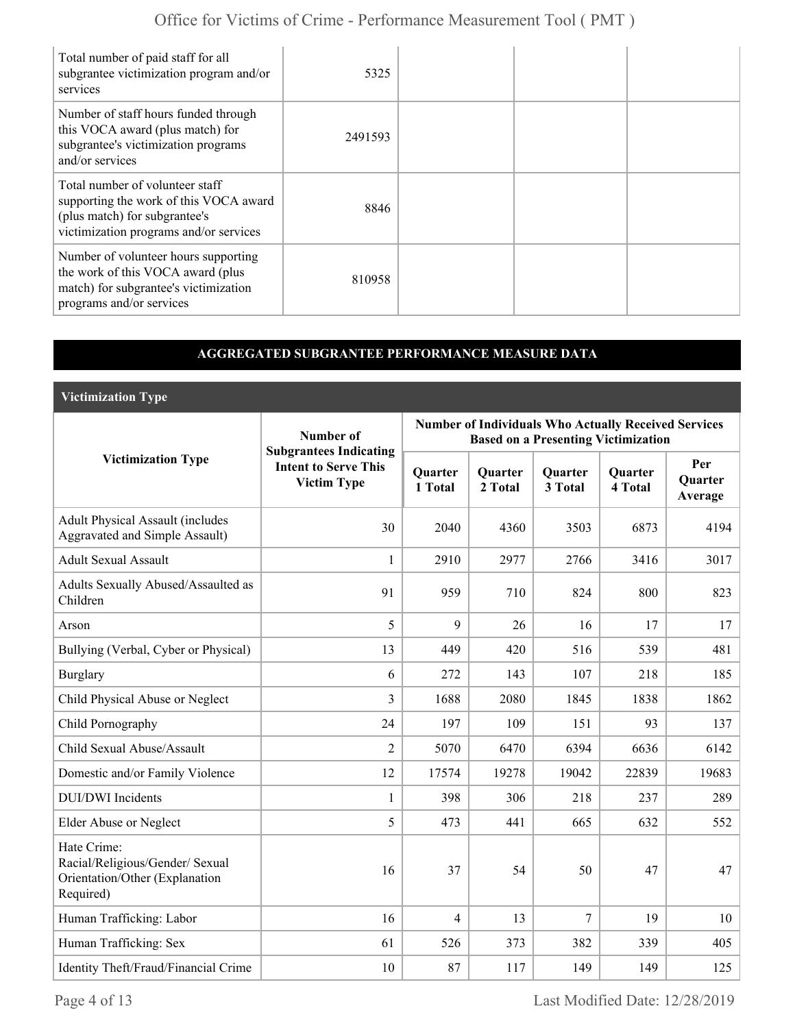| | | | | |
|---|---|---|---|---|
| Total number of paid staff for all subgrantee victimization program and/or services | 5325 | | | |
| Number of staff hours funded through this VOCA award (plus match) for subgrantee's victimization programs and/or services | 2491593 | | | |
| Total number of volunteer staff supporting the work of this VOCA award (plus match) for subgrantee's victimization programs and/or services | 8846 | | | |
| Number of volunteer hours supporting the work of this VOCA award (plus match) for subgrantee's victimization programs and/or services | 810958 | | | |

## AGGREGATED SUBGRANTEE PERFORMANCE MEASURE DATA

### Victimization Type

| Victimization Type | Number of Subgrantees Indicating Intent to Serve This Victim Type | Number of Individuals Who Actually Received Services Based on a Presenting Victimization | | | | |
|---|---|---|---|---|---|---|
| | | Quarter 1 Total | Quarter 2 Total | Quarter 3 Total | Quarter 4 Total | Per Quarter Average |
| Adult Physical Assault (includes Aggravated and Simple Assault) | 30 | 2040 | 4360 | 3503 | 6873 | 4194 |
| Adult Sexual Assault | 1 | 2910 | 2977 | 2766 | 3416 | 3017 |
| Adults Sexually Abused/Assaulted as Children | 91 | 959 | 710 | 824 | 800 | 823 |
| Arson | 5 | 9 | 26 | 16 | 17 | 17 |
| Bullying (Verbal, Cyber or Physical) | 13 | 449 | 420 | 516 | 539 | 481 |
| Burglary | 6 | 272 | 143 | 107 | 218 | 185 |
| Child Physical Abuse or Neglect | 3 | 1688 | 2080 | 1845 | 1838 | 1862 |
| Child Pornography | 24 | 197 | 109 | 151 | 93 | 137 |
| Child Sexual Abuse/Assault | 2 | 5070 | 6470 | 6394 | 6636 | 6142 |
| Domestic and/or Family Violence | 12 | 17574 | 19278 | 19042 | 22839 | 19683 |
| DUI/DWI Incidents | 1 | 398 | 306 | 218 | 237 | 289 |
| Elder Abuse or Neglect | 5 | 473 | 441 | 665 | 632 | 552 |
| Hate Crime: Racial/Religious/Gender/ Sexual Orientation/Other (Explanation Required) | 16 | 37 | 54 | 50 | 47 | 47 |
| Human Trafficking: Labor | 16 | 4 | 13 | 7 | 19 | 10 |
| Human Trafficking: Sex | 61 | 526 | 373 | 382 | 339 | 405 |
| Identity Theft/Fraud/Financial Crime | 10 | 87 | 117 | 149 | 149 | 125 |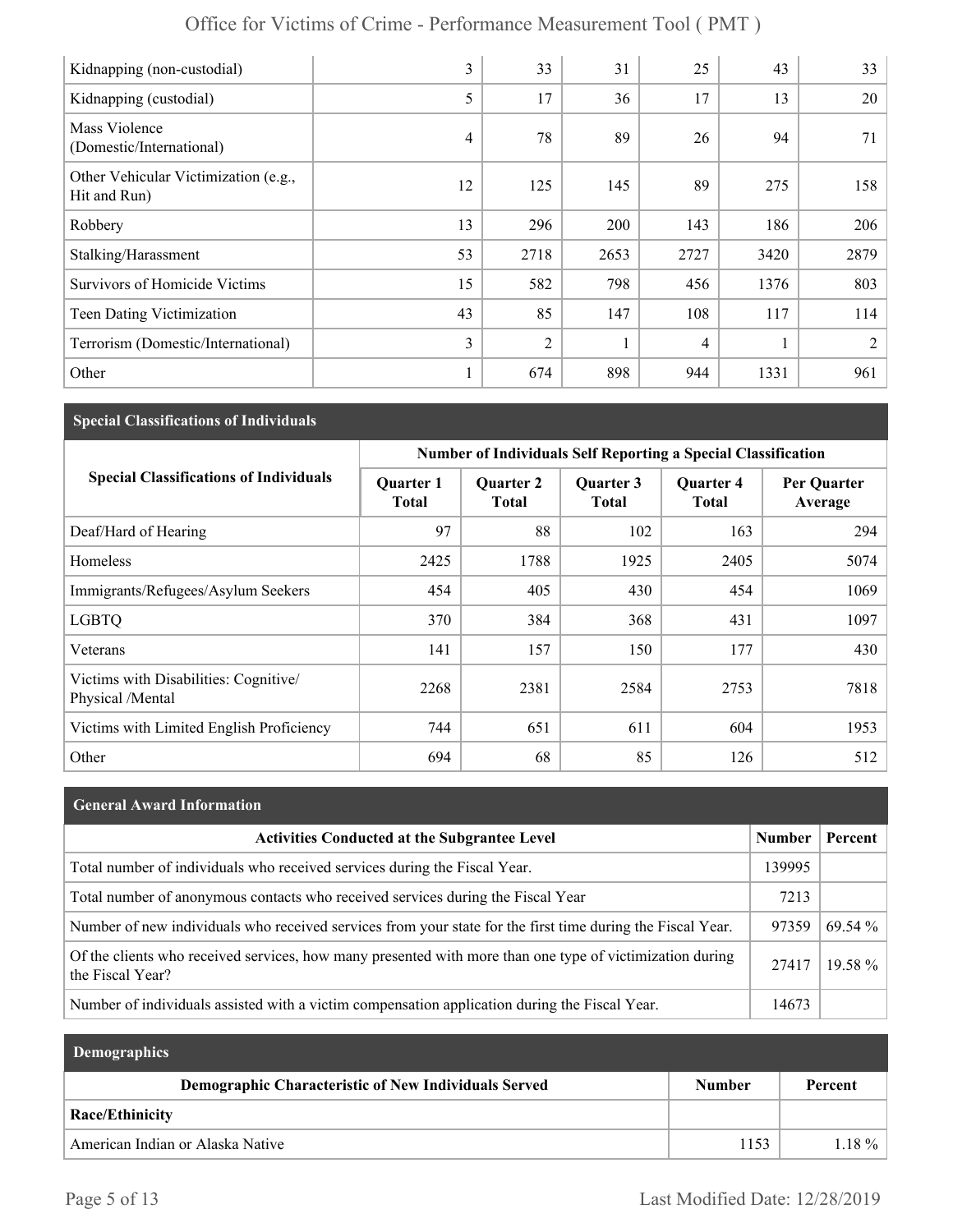| | | | | | | |
|---|---|---|---|---|---|---|
| Kidnapping (non-custodial) | 3 | 33 | 31 | 25 | 43 | 33 |
| Kidnapping (custodial) | 5 | 17 | 36 | 17 | 13 | 20 |
| Mass Violence (Domestic/International) | 4 | 78 | 89 | 26 | 94 | 71 |
| Other Vehicular Victimization (e.g., Hit and Run) | 12 | 125 | 145 | 89 | 275 | 158 |
| Robbery | 13 | 296 | 200 | 143 | 186 | 206 |
| Stalking/Harassment | 53 | 2718 | 2653 | 2727 | 3420 | 2879 |
| Survivors of Homicide Victims | 15 | 582 | 798 | 456 | 1376 | 803 |
| Teen Dating Victimization | 43 | 85 | 147 | 108 | 117 | 114 |
| Terrorism (Domestic/International) | 3 | 2 | 1 | 4 | 1 | 2 |
| Other | 1 | 674 | 898 | 944 | 1331 | 961 |

## Special Classifications of Individuals

| Special Classifications of Individuals | Number of Individuals Self Reporting a Special Classification | | | | |
|---|---|---|---|---|---|
| | Quarter 1 Total | Quarter 2 Total | Quarter 3 Total | Quarter 4 Total | Per Quarter Average |
| Deaf/Hard of Hearing | 97 | 88 | 102 | 163 | 294 |
| Homeless | 2425 | 1788 | 1925 | 2405 | 5074 |
| Immigrants/Refugees/Asylum Seekers | 454 | 405 | 430 | 454 | 1069 |
| LGBTQ | 370 | 384 | 368 | 431 | 1097 |
| Veterans | 141 | 157 | 150 | 177 | 430 |
| Victims with Disabilities: Cognitive/ Physical /Mental | 2268 | 2381 | 2584 | 2753 | 7818 |
| Victims with Limited English Proficiency | 744 | 651 | 611 | 604 | 1953 |
| Other | 694 | 68 | 85 | 126 | 512 |

## General Award Information

| Activities Conducted at the Subgrantee Level | Number | Percent |
|---|---|---|
| Total number of individuals who received services during the Fiscal Year. | 139995 | |
| Total number of anonymous contacts who received services during the Fiscal Year | 7213 | |
| Number of new individuals who received services from your state for the first time during the Fiscal Year. | 97359 | 69.54 % |
| Of the clients who received services, how many presented with more than one type of victimization during the Fiscal Year? | 27417 | 19.58 % |
| Number of individuals assisted with a victim compensation application during the Fiscal Year. | 14673 | |

## Demographics

| Demographic Characteristic of New Individuals Served | Number | Percent |
|---|---|---|
| **Race/Ethinicity** | | |
| American Indian or Alaska Native | 1153 | 1.18 % |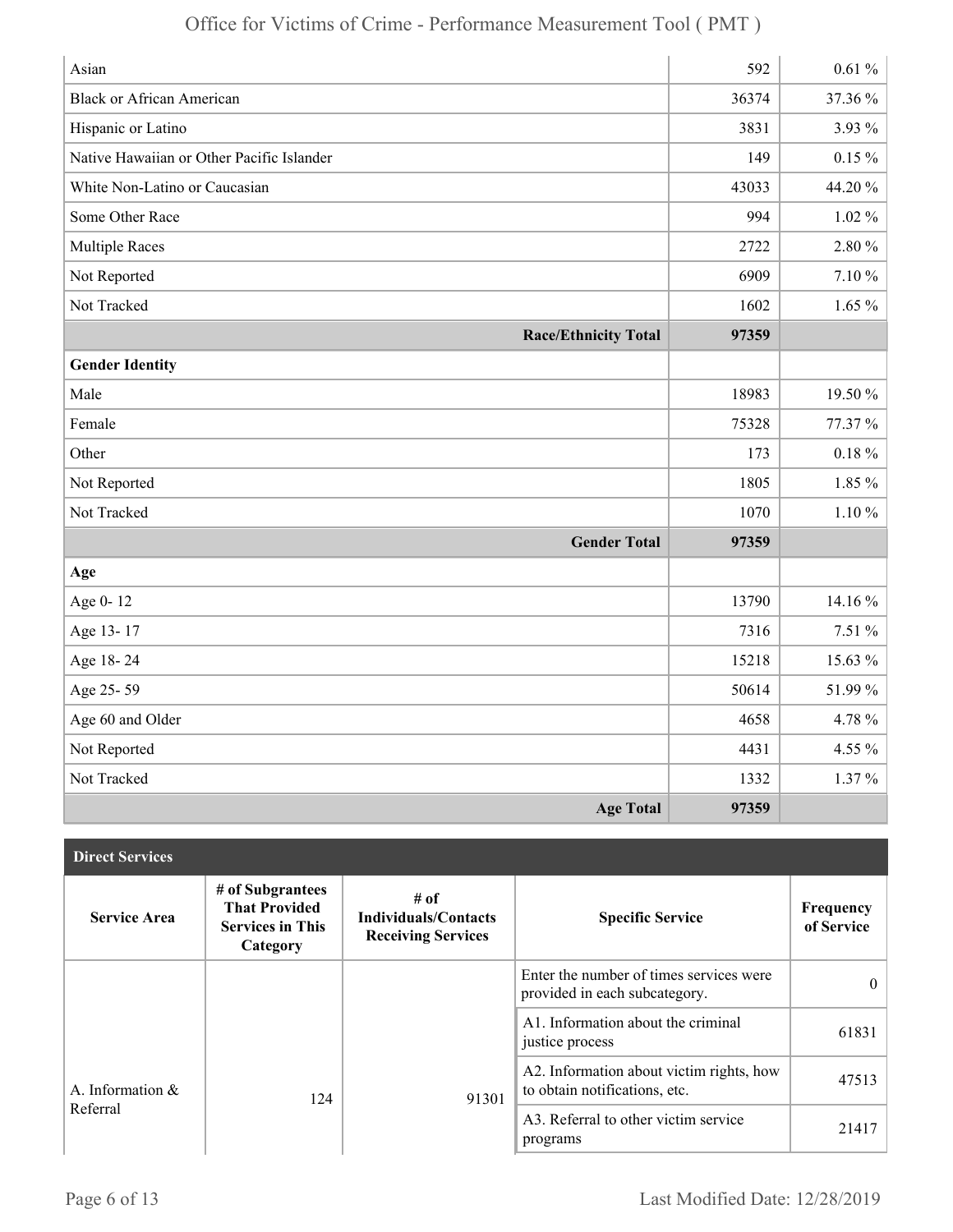| | | |
|---|---|---|
| Asian | 592 | 0.61 % |
| Black or African American | 36374 | 37.36 % |
| Hispanic or Latino | 3831 | 3.93 % |
| Native Hawaiian or Other Pacific Islander | 149 | 0.15 % |
| White Non-Latino or Caucasian | 43033 | 44.20 % |
| Some Other Race | 994 | 1.02 % |
| Multiple Races | 2722 | 2.80 % |
| Not Reported | 6909 | 7.10 % |
| Not Tracked | 1602 | 1.65 % |
| **Race/Ethnicity Total** | **97359** | |
| **Gender Identity** | | |
| Male | 18983 | 19.50 % |
| Female | 75328 | 77.37 % |
| Other | 173 | 0.18 % |
| Not Reported | 1805 | 1.85 % |
| Not Tracked | 1070 | 1.10 % |
| **Gender Total** | **97359** | |
| **Age** | | |
| Age 0- 12 | 13790 | 14.16 % |
| Age 13- 17 | 7316 | 7.51 % |
| Age 18- 24 | 15218 | 15.63 % |
| Age 25- 59 | 50614 | 51.99 % |
| Age 60 and Older | 4658 | 4.78 % |
| Not Reported | 4431 | 4.55 % |
| Not Tracked | 1332 | 1.37 % |
| **Age Total** | **97359** | |

**Direct Services**

| Service Area | # of Subgrantees That Provided Services in This Category | # of Individuals/Contacts Receiving Services | Specific Service | Frequency of Service |
|---|---|---|---|---|
| A. Information & Referral | 124 | 91301 | Enter the number of times services were provided in each subcategory. | 0 |
| | | | A1. Information about the criminal justice process | 61831 |
| | | | A2. Information about victim rights, how to obtain notifications, etc. | 47513 |
| | | | A3. Referral to other victim service programs | 21417 |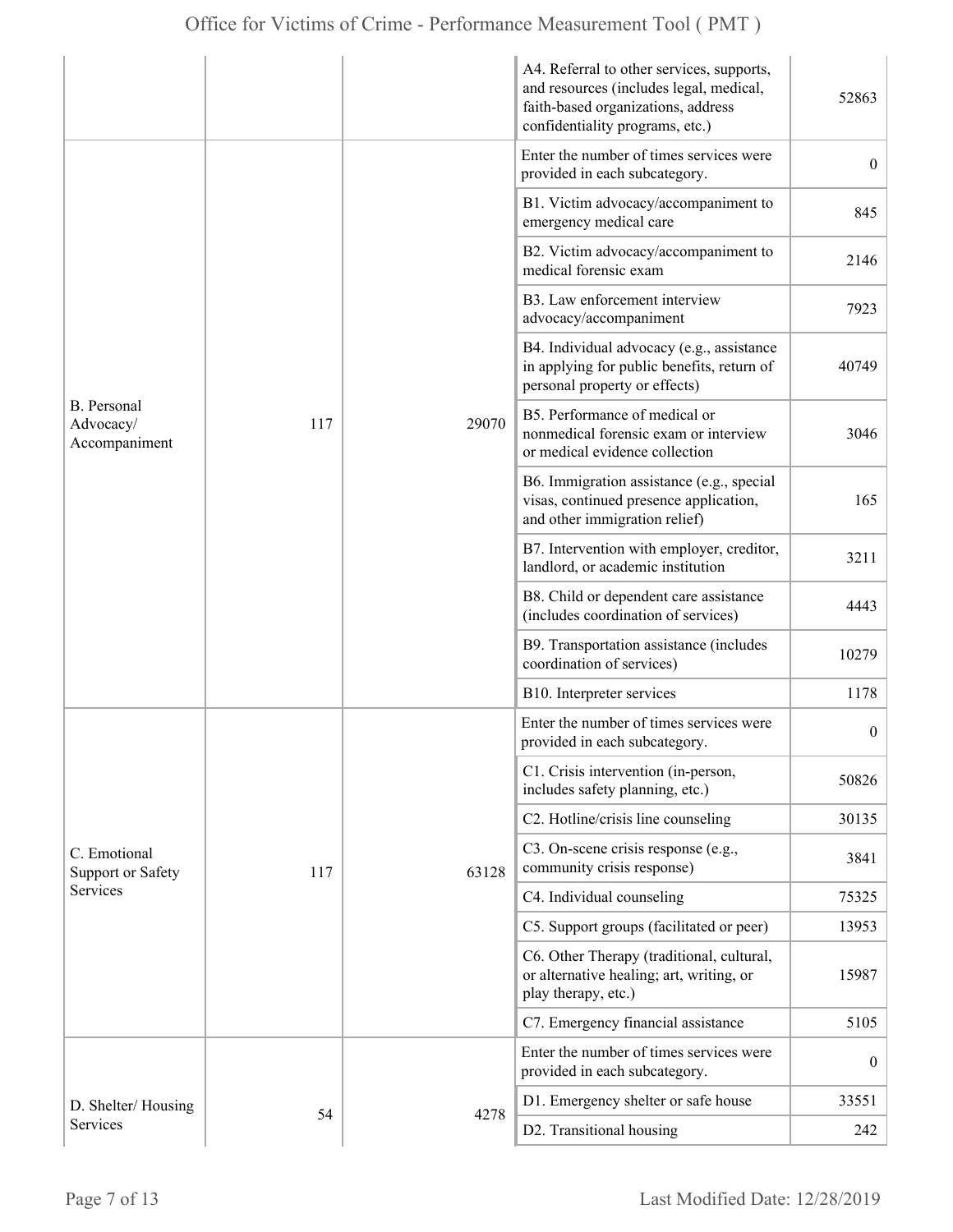| | | | | |
|---|---|---|---|---|
| | | | A4. Referral to other services, supports, and resources (includes legal, medical, faith-based organizations, address confidentiality programs, etc.) | 52863 |
| B. Personal Advocacy/ Accompaniment | 117 | 29070 | Enter the number of times services were provided in each subcategory. | 0 |
| | | | B1. Victim advocacy/accompaniment to emergency medical care | 845 |
| | | | B2. Victim advocacy/accompaniment to medical forensic exam | 2146 |
| | | | B3. Law enforcement interview advocacy/accompaniment | 7923 |
| | | | B4. Individual advocacy (e.g., assistance in applying for public benefits, return of personal property or effects) | 40749 |
| | | | B5. Performance of medical or nonmedical forensic exam or interview or medical evidence collection | 3046 |
| | | | B6. Immigration assistance (e.g., special visas, continued presence application, and other immigration relief) | 165 |
| | | | B7. Intervention with employer, creditor, landlord, or academic institution | 3211 |
| | | | B8. Child or dependent care assistance (includes coordination of services) | 4443 |
| | | | B9. Transportation assistance (includes coordination of services) | 10279 |
| | | | B10. Interpreter services | 1178 |
| C. Emotional Support or Safety Services | 117 | 63128 | Enter the number of times services were provided in each subcategory. | 0 |
| | | | C1. Crisis intervention (in-person, includes safety planning, etc.) | 50826 |
| | | | C2. Hotline/crisis line counseling | 30135 |
| | | | C3. On-scene crisis response (e.g., community crisis response) | 3841 |
| | | | C4. Individual counseling | 75325 |
| | | | C5. Support groups (facilitated or peer) | 13953 |
| | | | C6. Other Therapy (traditional, cultural, or alternative healing; art, writing, or play therapy, etc.) | 15987 |
| | | | C7. Emergency financial assistance | 5105 |
| D. Shelter/ Housing Services | 54 | 4278 | Enter the number of times services were provided in each subcategory. | 0 |
| | | | D1. Emergency shelter or safe house | 33551 |
| | | | D2. Transitional housing | 242 |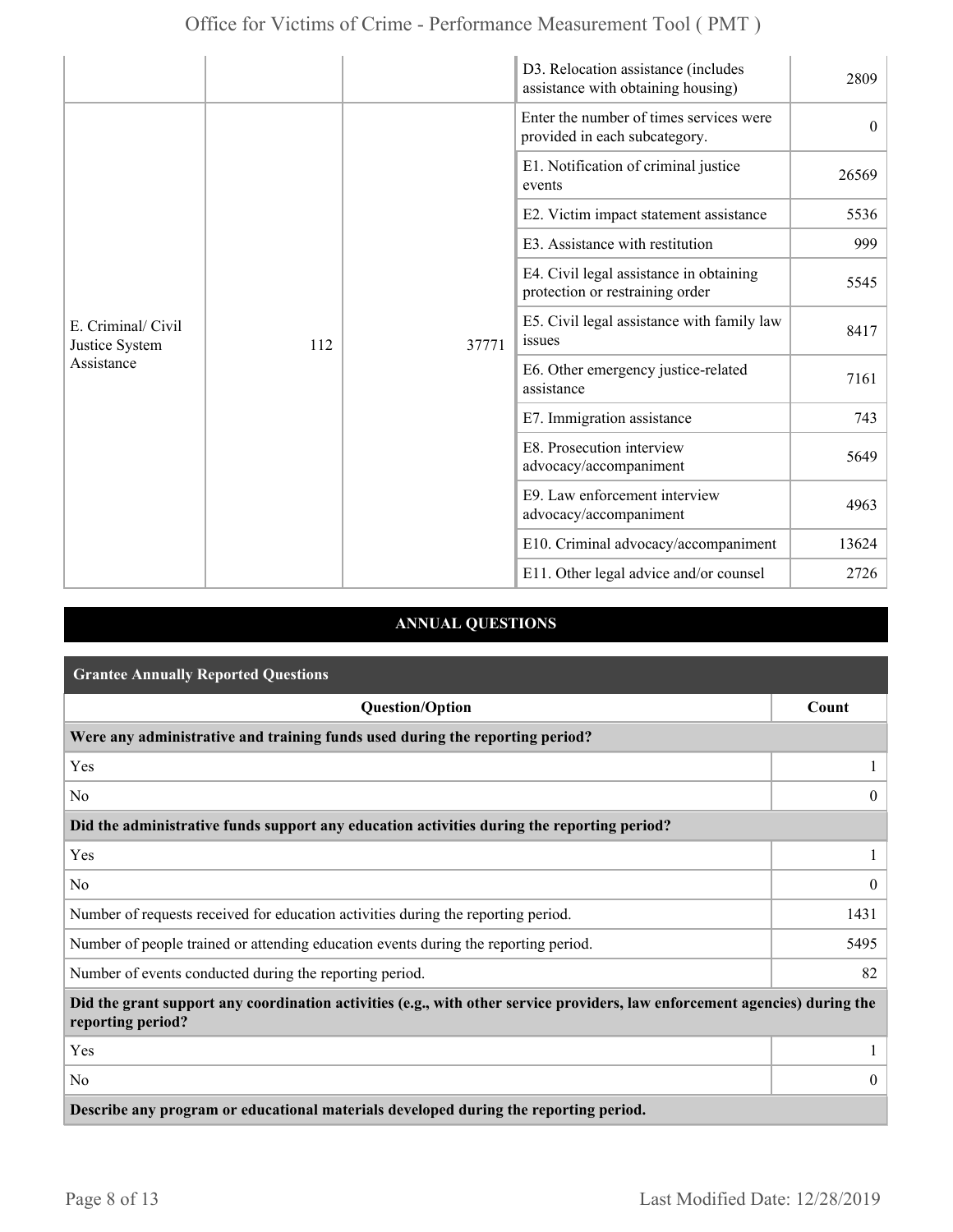| | | | | |
|---|---|---|---|---|
| | | | D3. Relocation assistance (includes assistance with obtaining housing) | 2809 |
| E. Criminal/ Civil Justice System Assistance | 112 | 37771 | Enter the number of times services were provided in each subcategory. | 0 |
| | | | E1. Notification of criminal justice events | 26569 |
| | | | E2. Victim impact statement assistance | 5536 |
| | | | E3. Assistance with restitution | 999 |
| | | | E4. Civil legal assistance in obtaining protection or restraining order | 5545 |
| | | | E5. Civil legal assistance with family law issues | 8417 |
| | | | E6. Other emergency justice-related assistance | 7161 |
| | | | E7. Immigration assistance | 743 |
| | | | E8. Prosecution interview advocacy/accompaniment | 5649 |
| | | | E9. Law enforcement interview advocacy/accompaniment | 4963 |
| | | | E10. Criminal advocacy/accompaniment | 13624 |
| | | | E11. Other legal advice and/or counsel | 2726 |

## ANNUAL QUESTIONS

### Grantee Annually Reported Questions

| Question/Option | Count |
|---|---|
| **Were any administrative and training funds used during the reporting period?** | |
| Yes | 1 |
| No | 0 |
| **Did the administrative funds support any education activities during the reporting period?** | |
| Yes | 1 |
| No | 0 |
| Number of requests received for education activities during the reporting period. | 1431 |
| Number of people trained or attending education events during the reporting period. | 5495 |
| Number of events conducted during the reporting period. | 82 |
| **Did the grant support any coordination activities (e.g., with other service providers, law enforcement agencies) during the reporting period?** | |
| Yes | 1 |
| No | 0 |
| **Describe any program or educational materials developed during the reporting period.** | |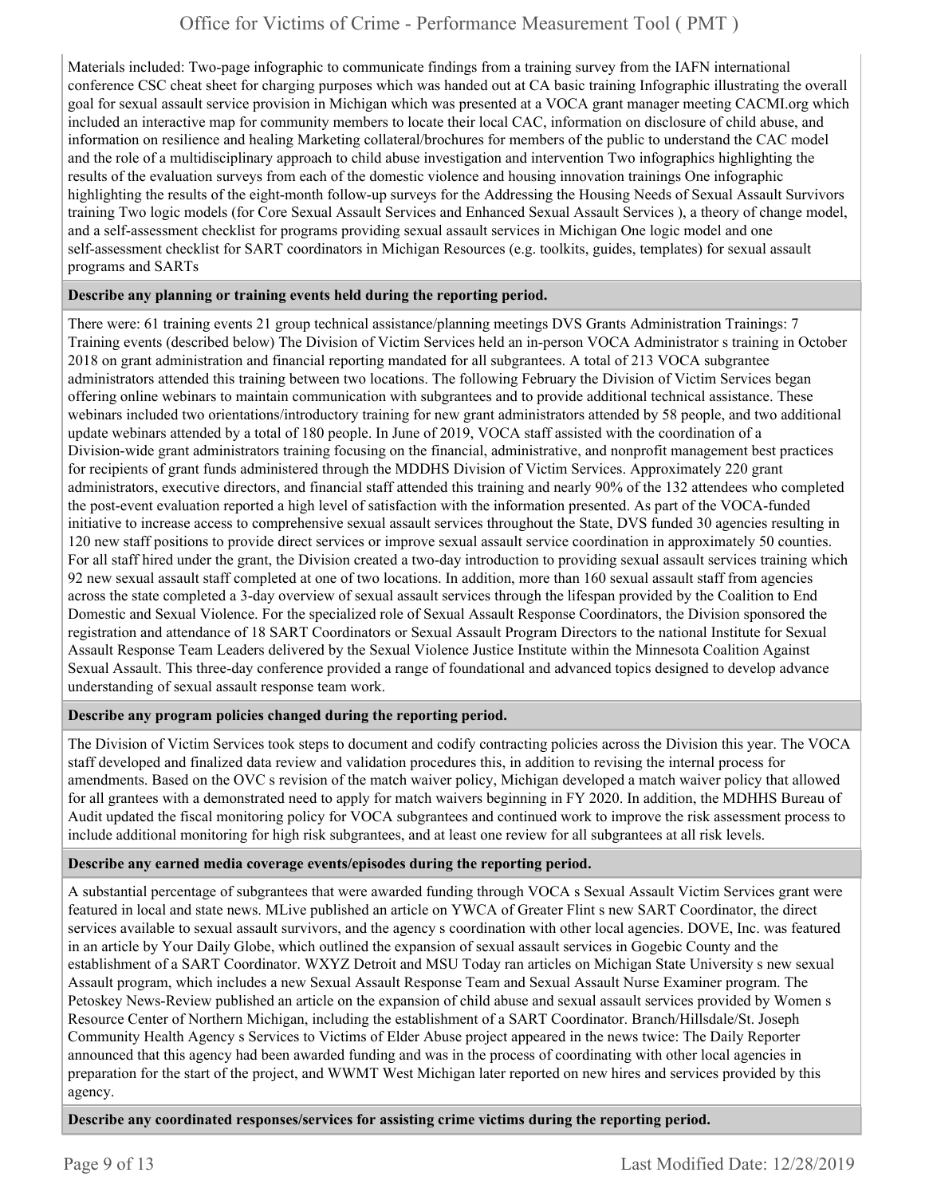Materials included: Two-page infographic to communicate findings from a training survey from the IAFN international conference CSC cheat sheet for charging purposes which was handed out at CA basic training Infographic illustrating the overall goal for sexual assault service provision in Michigan which was presented at a VOCA grant manager meeting CACMI.org which included an interactive map for community members to locate their local CAC, information on disclosure of child abuse, and information on resilience and healing Marketing collateral/brochures for members of the public to understand the CAC model and the role of a multidisciplinary approach to child abuse investigation and intervention Two infographics highlighting the results of the evaluation surveys from each of the domestic violence and housing innovation trainings One infographic highlighting the results of the eight-month follow-up surveys for the Addressing the Housing Needs of Sexual Assault Survivors training Two logic models (for Core Sexual Assault Services and Enhanced Sexual Assault Services ), a theory of change model, and a self-assessment checklist for programs providing sexual assault services in Michigan One logic model and one self-assessment checklist for SART coordinators in Michigan Resources (e.g. toolkits, guides, templates) for sexual assault programs and SARTs

**Describe any planning or training events held during the reporting period.**

There were: 61 training events 21 group technical assistance/planning meetings DVS Grants Administration Trainings: 7 Training events (described below) The Division of Victim Services held an in-person VOCA Administrator s training in October 2018 on grant administration and financial reporting mandated for all subgrantees. A total of 213 VOCA subgrantee administrators attended this training between two locations. The following February the Division of Victim Services began offering online webinars to maintain communication with subgrantees and to provide additional technical assistance. These webinars included two orientations/introductory training for new grant administrators attended by 58 people, and two additional update webinars attended by a total of 180 people. In June of 2019, VOCA staff assisted with the coordination of a Division-wide grant administrators training focusing on the financial, administrative, and nonprofit management best practices for recipients of grant funds administered through the MDDHS Division of Victim Services. Approximately 220 grant administrators, executive directors, and financial staff attended this training and nearly 90% of the 132 attendees who completed the post-event evaluation reported a high level of satisfaction with the information presented. As part of the VOCA-funded initiative to increase access to comprehensive sexual assault services throughout the State, DVS funded 30 agencies resulting in 120 new staff positions to provide direct services or improve sexual assault service coordination in approximately 50 counties. For all staff hired under the grant, the Division created a two-day introduction to providing sexual assault services training which 92 new sexual assault staff completed at one of two locations. In addition, more than 160 sexual assault staff from agencies across the state completed a 3-day overview of sexual assault services through the lifespan provided by the Coalition to End Domestic and Sexual Violence. For the specialized role of Sexual Assault Response Coordinators, the Division sponsored the registration and attendance of 18 SART Coordinators or Sexual Assault Program Directors to the national Institute for Sexual Assault Response Team Leaders delivered by the Sexual Violence Justice Institute within the Minnesota Coalition Against Sexual Assault. This three-day conference provided a range of foundational and advanced topics designed to develop advance understanding of sexual assault response team work.

**Describe any program policies changed during the reporting period.**

The Division of Victim Services took steps to document and codify contracting policies across the Division this year. The VOCA staff developed and finalized data review and validation procedures this, in addition to revising the internal process for amendments. Based on the OVC s revision of the match waiver policy, Michigan developed a match waiver policy that allowed for all grantees with a demonstrated need to apply for match waivers beginning in FY 2020. In addition, the MDHHS Bureau of Audit updated the fiscal monitoring policy for VOCA subgrantees and continued work to improve the risk assessment process to include additional monitoring for high risk subgrantees, and at least one review for all subgrantees at all risk levels.

**Describe any earned media coverage events/episodes during the reporting period.**

A substantial percentage of subgrantees that were awarded funding through VOCA s Sexual Assault Victim Services grant were featured in local and state news. MLive published an article on YWCA of Greater Flint s new SART Coordinator, the direct services available to sexual assault survivors, and the agency s coordination with other local agencies. DOVE, Inc. was featured in an article by Your Daily Globe, which outlined the expansion of sexual assault services in Gogebic County and the establishment of a SART Coordinator. WXYZ Detroit and MSU Today ran articles on Michigan State University s new sexual Assault program, which includes a new Sexual Assault Response Team and Sexual Assault Nurse Examiner program. The Petoskey News-Review published an article on the expansion of child abuse and sexual assault services provided by Women s Resource Center of Northern Michigan, including the establishment of a SART Coordinator. Branch/Hillsdale/St. Joseph Community Health Agency s Services to Victims of Elder Abuse project appeared in the news twice: The Daily Reporter announced that this agency had been awarded funding and was in the process of coordinating with other local agencies in preparation for the start of the project, and WWMT West Michigan later reported on new hires and services provided by this agency.

**Describe any coordinated responses/services for assisting crime victims during the reporting period.**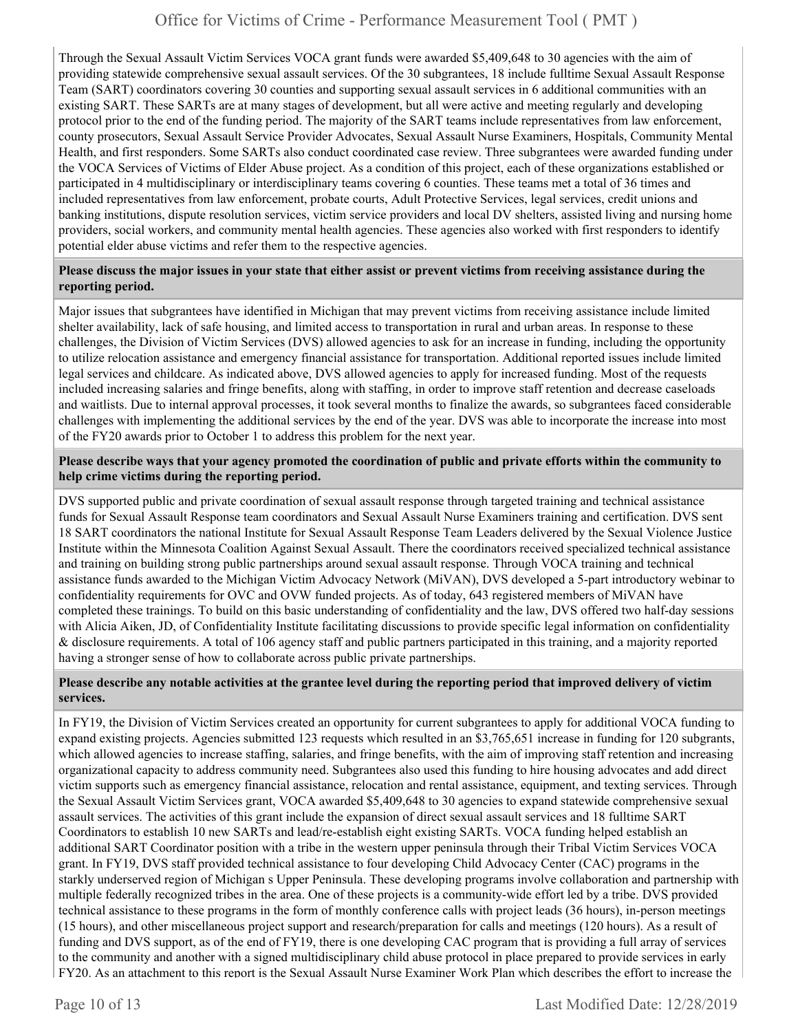Through the Sexual Assault Victim Services VOCA grant funds were awarded $5,409,648 to 30 agencies with the aim of providing statewide comprehensive sexual assault services. Of the 30 subgrantees, 18 include fulltime Sexual Assault Response Team (SART) coordinators covering 30 counties and supporting sexual assault services in 6 additional communities with an existing SART. These SARTs are at many stages of development, but all were active and meeting regularly and developing protocol prior to the end of the funding period. The majority of the SART teams include representatives from law enforcement, county prosecutors, Sexual Assault Service Provider Advocates, Sexual Assault Nurse Examiners, Hospitals, Community Mental Health, and first responders. Some SARTs also conduct coordinated case review. Three subgrantees were awarded funding under the VOCA Services of Victims of Elder Abuse project. As a condition of this project, each of these organizations established or participated in 4 multidisciplinary or interdisciplinary teams covering 6 counties. These teams met a total of 36 times and included representatives from law enforcement, probate courts, Adult Protective Services, legal services, credit unions and banking institutions, dispute resolution services, victim service providers and local DV shelters, assisted living and nursing home providers, social workers, and community mental health agencies. These agencies also worked with first responders to identify potential elder abuse victims and refer them to the respective agencies.

**Please discuss the major issues in your state that either assist or prevent victims from receiving assistance during the reporting period.**

Major issues that subgrantees have identified in Michigan that may prevent victims from receiving assistance include limited shelter availability, lack of safe housing, and limited access to transportation in rural and urban areas. In response to these challenges, the Division of Victim Services (DVS) allowed agencies to ask for an increase in funding, including the opportunity to utilize relocation assistance and emergency financial assistance for transportation. Additional reported issues include limited legal services and childcare. As indicated above, DVS allowed agencies to apply for increased funding. Most of the requests included increasing salaries and fringe benefits, along with staffing, in order to improve staff retention and decrease caseloads and waitlists. Due to internal approval processes, it took several months to finalize the awards, so subgrantees faced considerable challenges with implementing the additional services by the end of the year. DVS was able to incorporate the increase into most of the FY20 awards prior to October 1 to address this problem for the next year.

**Please describe ways that your agency promoted the coordination of public and private efforts within the community to help crime victims during the reporting period.**

DVS supported public and private coordination of sexual assault response through targeted training and technical assistance funds for Sexual Assault Response team coordinators and Sexual Assault Nurse Examiners training and certification. DVS sent 18 SART coordinators the national Institute for Sexual Assault Response Team Leaders delivered by the Sexual Violence Justice Institute within the Minnesota Coalition Against Sexual Assault. There the coordinators received specialized technical assistance and training on building strong public partnerships around sexual assault response. Through VOCA training and technical assistance funds awarded to the Michigan Victim Advocacy Network (MiVAN), DVS developed a 5-part introductory webinar to confidentiality requirements for OVC and OVW funded projects. As of today, 643 registered members of MiVAN have completed these trainings. To build on this basic understanding of confidentiality and the law, DVS offered two half-day sessions with Alicia Aiken, JD, of Confidentiality Institute facilitating discussions to provide specific legal information on confidentiality & disclosure requirements. A total of 106 agency staff and public partners participated in this training, and a majority reported having a stronger sense of how to collaborate across public private partnerships.

**Please describe any notable activities at the grantee level during the reporting period that improved delivery of victim services.**

In FY19, the Division of Victim Services created an opportunity for current subgrantees to apply for additional VOCA funding to expand existing projects. Agencies submitted 123 requests which resulted in an $3,765,651 increase in funding for 120 subgrants, which allowed agencies to increase staffing, salaries, and fringe benefits, with the aim of improving staff retention and increasing organizational capacity to address community need. Subgrantees also used this funding to hire housing advocates and add direct victim supports such as emergency financial assistance, relocation and rental assistance, equipment, and texting services. Through the Sexual Assault Victim Services grant, VOCA awarded $5,409,648 to 30 agencies to expand statewide comprehensive sexual assault services. The activities of this grant include the expansion of direct sexual assault services and 18 fulltime SART Coordinators to establish 10 new SARTs and lead/re-establish eight existing SARTs. VOCA funding helped establish an additional SART Coordinator position with a tribe in the western upper peninsula through their Tribal Victim Services VOCA grant. In FY19, DVS staff provided technical assistance to four developing Child Advocacy Center (CAC) programs in the starkly underserved region of Michigan s Upper Peninsula. These developing programs involve collaboration and partnership with multiple federally recognized tribes in the area. One of these projects is a community-wide effort led by a tribe. DVS provided technical assistance to these programs in the form of monthly conference calls with project leads (36 hours), in-person meetings (15 hours), and other miscellaneous project support and research/preparation for calls and meetings (120 hours). As a result of funding and DVS support, as of the end of FY19, there is one developing CAC program that is providing a full array of services to the community and another with a signed multidisciplinary child abuse protocol in place prepared to provide services in early FY20. As an attachment to this report is the Sexual Assault Nurse Examiner Work Plan which describes the effort to increase the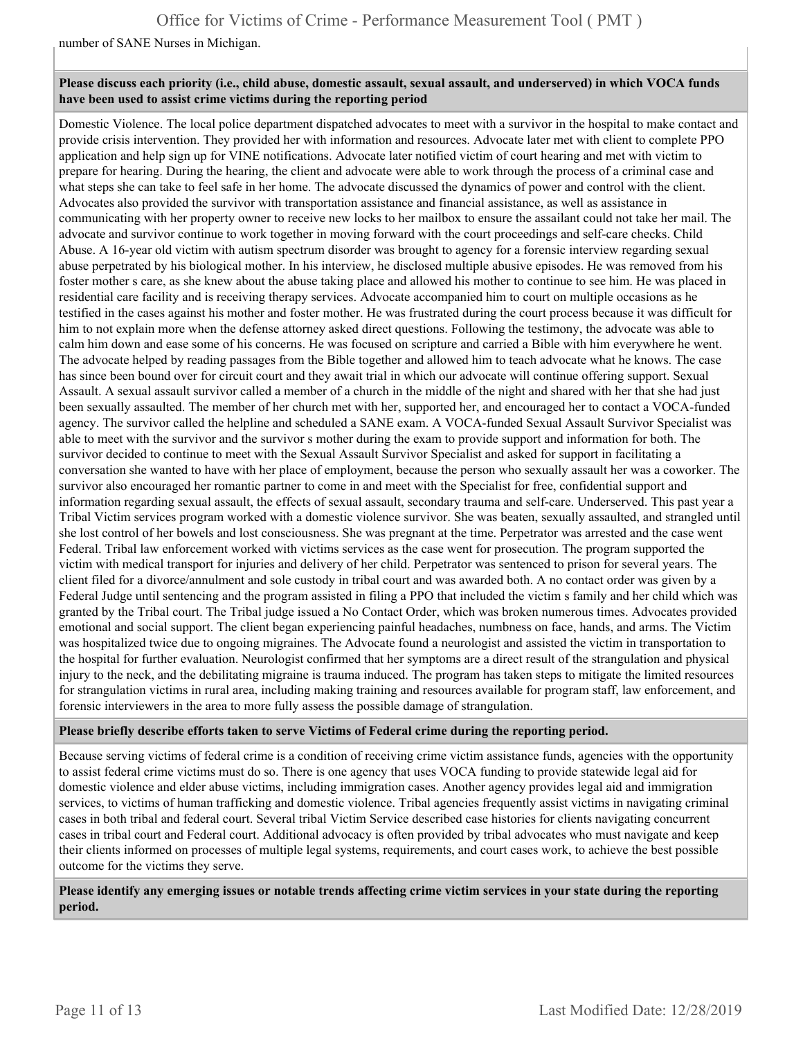number of SANE Nurses in Michigan.

**Please discuss each priority (i.e., child abuse, domestic assault, sexual assault, and underserved) in which VOCA funds have been used to assist crime victims during the reporting period**

Domestic Violence. The local police department dispatched advocates to meet with a survivor in the hospital to make contact and provide crisis intervention. They provided her with information and resources. Advocate later met with client to complete PPO application and help sign up for VINE notifications. Advocate later notified victim of court hearing and met with victim to prepare for hearing. During the hearing, the client and advocate were able to work through the process of a criminal case and what steps she can take to feel safe in her home. The advocate discussed the dynamics of power and control with the client. Advocates also provided the survivor with transportation assistance and financial assistance, as well as assistance in communicating with her property owner to receive new locks to her mailbox to ensure the assailant could not take her mail. The advocate and survivor continue to work together in moving forward with the court proceedings and self-care checks. Child Abuse. A 16-year old victim with autism spectrum disorder was brought to agency for a forensic interview regarding sexual abuse perpetrated by his biological mother. In his interview, he disclosed multiple abusive episodes. He was removed from his foster mother s care, as she knew about the abuse taking place and allowed his mother to continue to see him. He was placed in residential care facility and is receiving therapy services. Advocate accompanied him to court on multiple occasions as he testified in the cases against his mother and foster mother. He was frustrated during the court process because it was difficult for him to not explain more when the defense attorney asked direct questions. Following the testimony, the advocate was able to calm him down and ease some of his concerns. He was focused on scripture and carried a Bible with him everywhere he went. The advocate helped by reading passages from the Bible together and allowed him to teach advocate what he knows. The case has since been bound over for circuit court and they await trial in which our advocate will continue offering support. Sexual Assault. A sexual assault survivor called a member of a church in the middle of the night and shared with her that she had just been sexually assaulted. The member of her church met with her, supported her, and encouraged her to contact a VOCA-funded agency. The survivor called the helpline and scheduled a SANE exam. A VOCA-funded Sexual Assault Survivor Specialist was able to meet with the survivor and the survivor s mother during the exam to provide support and information for both. The survivor decided to continue to meet with the Sexual Assault Survivor Specialist and asked for support in facilitating a conversation she wanted to have with her place of employment, because the person who sexually assault her was a coworker. The survivor also encouraged her romantic partner to come in and meet with the Specialist for free, confidential support and information regarding sexual assault, the effects of sexual assault, secondary trauma and self-care. Underserved. This past year a Tribal Victim services program worked with a domestic violence survivor. She was beaten, sexually assaulted, and strangled until she lost control of her bowels and lost consciousness. She was pregnant at the time. Perpetrator was arrested and the case went Federal. Tribal law enforcement worked with victims services as the case went for prosecution. The program supported the victim with medical transport for injuries and delivery of her child. Perpetrator was sentenced to prison for several years. The client filed for a divorce/annulment and sole custody in tribal court and was awarded both. A no contact order was given by a Federal Judge until sentencing and the program assisted in filing a PPO that included the victim s family and her child which was granted by the Tribal court. The Tribal judge issued a No Contact Order, which was broken numerous times. Advocates provided emotional and social support. The client began experiencing painful headaches, numbness on face, hands, and arms. The Victim was hospitalized twice due to ongoing migraines. The Advocate found a neurologist and assisted the victim in transportation to the hospital for further evaluation. Neurologist confirmed that her symptoms are a direct result of the strangulation and physical injury to the neck, and the debilitating migraine is trauma induced. The program has taken steps to mitigate the limited resources for strangulation victims in rural area, including making training and resources available for program staff, law enforcement, and forensic interviewers in the area to more fully assess the possible damage of strangulation.

**Please briefly describe efforts taken to serve Victims of Federal crime during the reporting period.**

Because serving victims of federal crime is a condition of receiving crime victim assistance funds, agencies with the opportunity to assist federal crime victims must do so. There is one agency that uses VOCA funding to provide statewide legal aid for domestic violence and elder abuse victims, including immigration cases. Another agency provides legal aid and immigration services, to victims of human trafficking and domestic violence. Tribal agencies frequently assist victims in navigating criminal cases in both tribal and federal court. Several tribal Victim Service described case histories for clients navigating concurrent cases in tribal court and Federal court. Additional advocacy is often provided by tribal advocates who must navigate and keep their clients informed on processes of multiple legal systems, requirements, and court cases work, to achieve the best possible outcome for the victims they serve.

**Please identify any emerging issues or notable trends affecting crime victim services in your state during the reporting period.**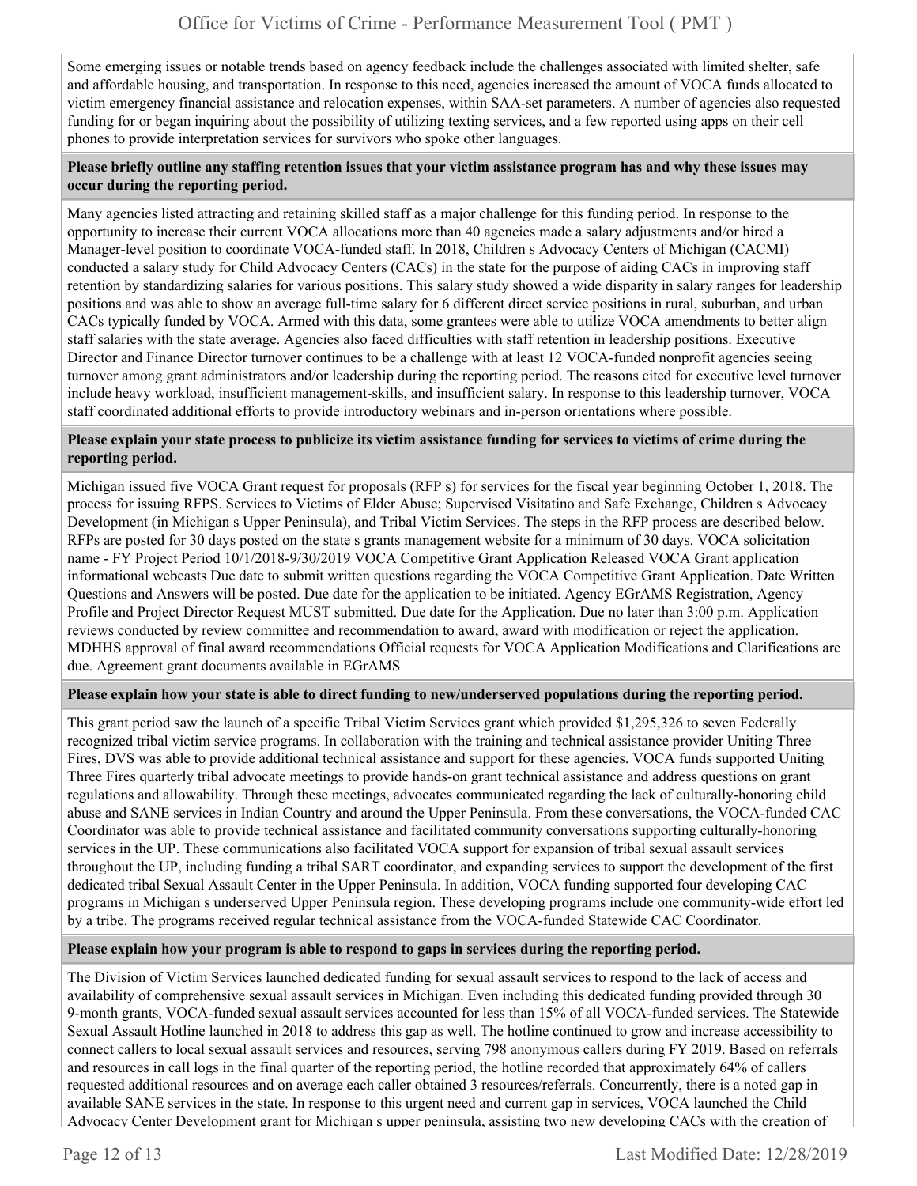Some emerging issues or notable trends based on agency feedback include the challenges associated with limited shelter, safe and affordable housing, and transportation. In response to this need, agencies increased the amount of VOCA funds allocated to victim emergency financial assistance and relocation expenses, within SAA-set parameters. A number of agencies also requested funding for or began inquiring about the possibility of utilizing texting services, and a few reported using apps on their cell phones to provide interpretation services for survivors who spoke other languages.

**Please briefly outline any staffing retention issues that your victim assistance program has and why these issues may occur during the reporting period.**

Many agencies listed attracting and retaining skilled staff as a major challenge for this funding period. In response to the opportunity to increase their current VOCA allocations more than 40 agencies made a salary adjustments and/or hired a Manager-level position to coordinate VOCA-funded staff. In 2018, Children s Advocacy Centers of Michigan (CACMI) conducted a salary study for Child Advocacy Centers (CACs) in the state for the purpose of aiding CACs in improving staff retention by standardizing salaries for various positions. This salary study showed a wide disparity in salary ranges for leadership positions and was able to show an average full-time salary for 6 different direct service positions in rural, suburban, and urban CACs typically funded by VOCA. Armed with this data, some grantees were able to utilize VOCA amendments to better align staff salaries with the state average. Agencies also faced difficulties with staff retention in leadership positions. Executive Director and Finance Director turnover continues to be a challenge with at least 12 VOCA-funded nonprofit agencies seeing turnover among grant administrators and/or leadership during the reporting period. The reasons cited for executive level turnover include heavy workload, insufficient management-skills, and insufficient salary. In response to this leadership turnover, VOCA staff coordinated additional efforts to provide introductory webinars and in-person orientations where possible.

**Please explain your state process to publicize its victim assistance funding for services to victims of crime during the reporting period.**

Michigan issued five VOCA Grant request for proposals (RFP s) for services for the fiscal year beginning October 1, 2018. The process for issuing RFPS. Services to Victims of Elder Abuse; Supervised Visitatino and Safe Exchange, Children s Advocacy Development (in Michigan s Upper Peninsula), and Tribal Victim Services. The steps in the RFP process are described below. RFPs are posted for 30 days posted on the state s grants management website for a minimum of 30 days. VOCA solicitation name - FY Project Period 10/1/2018-9/30/2019 VOCA Competitive Grant Application Released VOCA Grant application informational webcasts Due date to submit written questions regarding the VOCA Competitive Grant Application. Date Written Questions and Answers will be posted. Due date for the application to be initiated. Agency EGrAMS Registration, Agency Profile and Project Director Request MUST submitted. Due date for the Application. Due no later than 3:00 p.m. Application reviews conducted by review committee and recommendation to award, award with modification or reject the application. MDHHS approval of final award recommendations Official requests for VOCA Application Modifications and Clarifications are due. Agreement grant documents available in EGrAMS

**Please explain how your state is able to direct funding to new/underserved populations during the reporting period.**

This grant period saw the launch of a specific Tribal Victim Services grant which provided $1,295,326 to seven Federally recognized tribal victim service programs. In collaboration with the training and technical assistance provider Uniting Three Fires, DVS was able to provide additional technical assistance and support for these agencies. VOCA funds supported Uniting Three Fires quarterly tribal advocate meetings to provide hands-on grant technical assistance and address questions on grant regulations and allowability. Through these meetings, advocates communicated regarding the lack of culturally-honoring child abuse and SANE services in Indian Country and around the Upper Peninsula. From these conversations, the VOCA-funded CAC Coordinator was able to provide technical assistance and facilitated community conversations supporting culturally-honoring services in the UP. These communications also facilitated VOCA support for expansion of tribal sexual assault services throughout the UP, including funding a tribal SART coordinator, and expanding services to support the development of the first dedicated tribal Sexual Assault Center in the Upper Peninsula. In addition, VOCA funding supported four developing CAC programs in Michigan s underserved Upper Peninsula region. These developing programs include one community-wide effort led by a tribe. The programs received regular technical assistance from the VOCA-funded Statewide CAC Coordinator.

**Please explain how your program is able to respond to gaps in services during the reporting period.**

The Division of Victim Services launched dedicated funding for sexual assault services to respond to the lack of access and availability of comprehensive sexual assault services in Michigan. Even including this dedicated funding provided through 30 9-month grants, VOCA-funded sexual assault services accounted for less than 15% of all VOCA-funded services. The Statewide Sexual Assault Hotline launched in 2018 to address this gap as well. The hotline continued to grow and increase accessibility to connect callers to local sexual assault services and resources, serving 798 anonymous callers during FY 2019. Based on referrals and resources in call logs in the final quarter of the reporting period, the hotline recorded that approximately 64% of callers requested additional resources and on average each caller obtained 3 resources/referrals. Concurrently, there is a noted gap in available SANE services in the state. In response to this urgent need and current gap in services, VOCA launched the Child Advocacy Center Development grant for Michigan s upper peninsula, assisting two new developing CACs with the creation of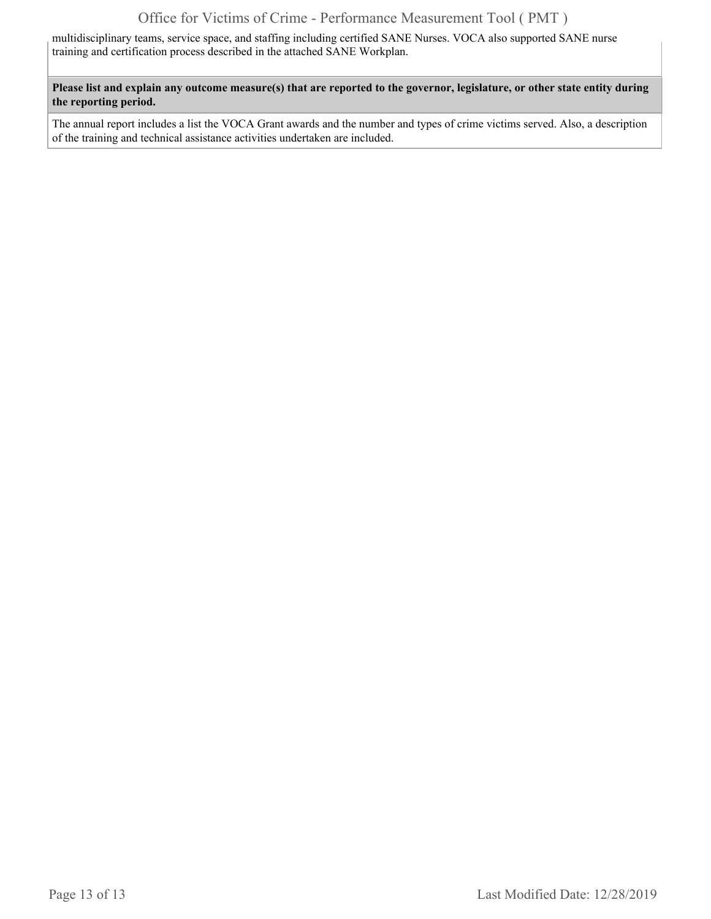multidisciplinary teams, service space, and staffing including certified SANE Nurses. VOCA also supported SANE nurse training and certification process described in the attached SANE Workplan.

**Please list and explain any outcome measure(s) that are reported to the governor, legislature, or other state entity during the reporting period.**

The annual report includes a list the VOCA Grant awards and the number and types of crime victims served. Also, a description of the training and technical assistance activities undertaken are included.